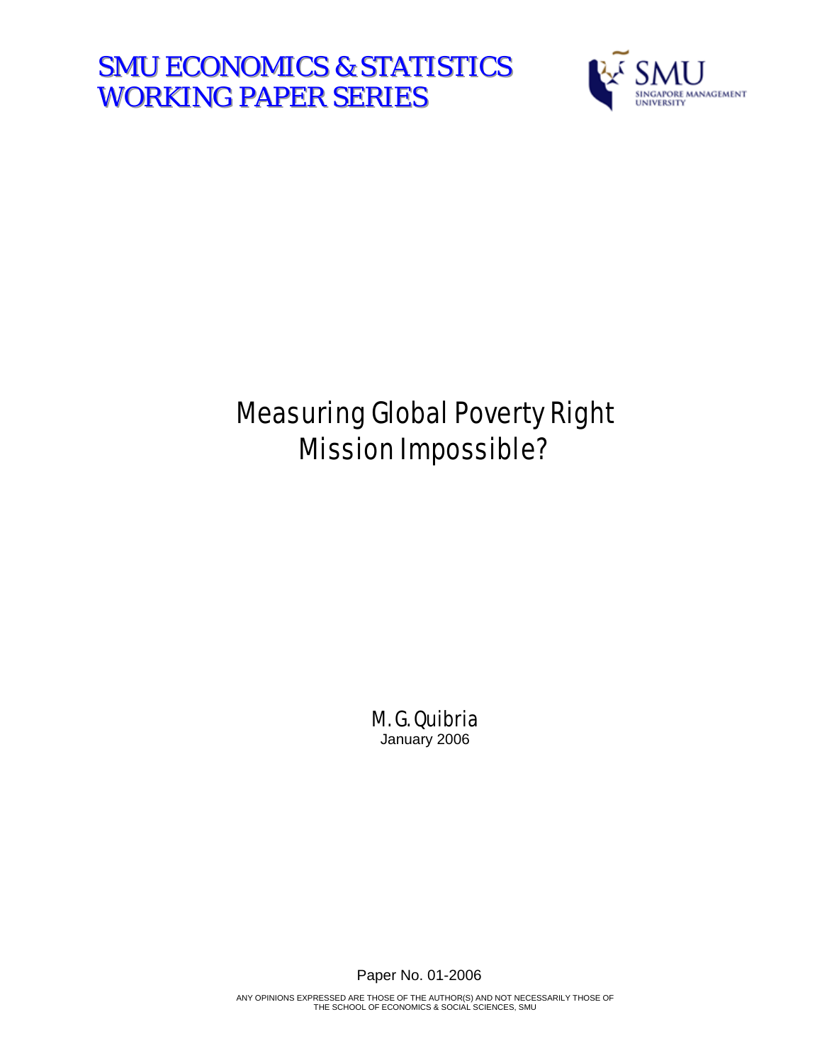# SMU ECONOMICS & STATISTICS WORKING PAPER SERIES

SMU SINGAPORE MANAGEMENT UNIVERSITY

# Measuring Global Poverty Right Mission Impossible?

M. G. Quibria
January 2006

Paper No. 01-2006

ANY OPINIONS EXPRESSED ARE THOSE OF THE AUTHOR(S) AND NOT NECESSARILY THOSE OF THE SCHOOL OF ECONOMICS & SOCIAL SCIENCES, SMU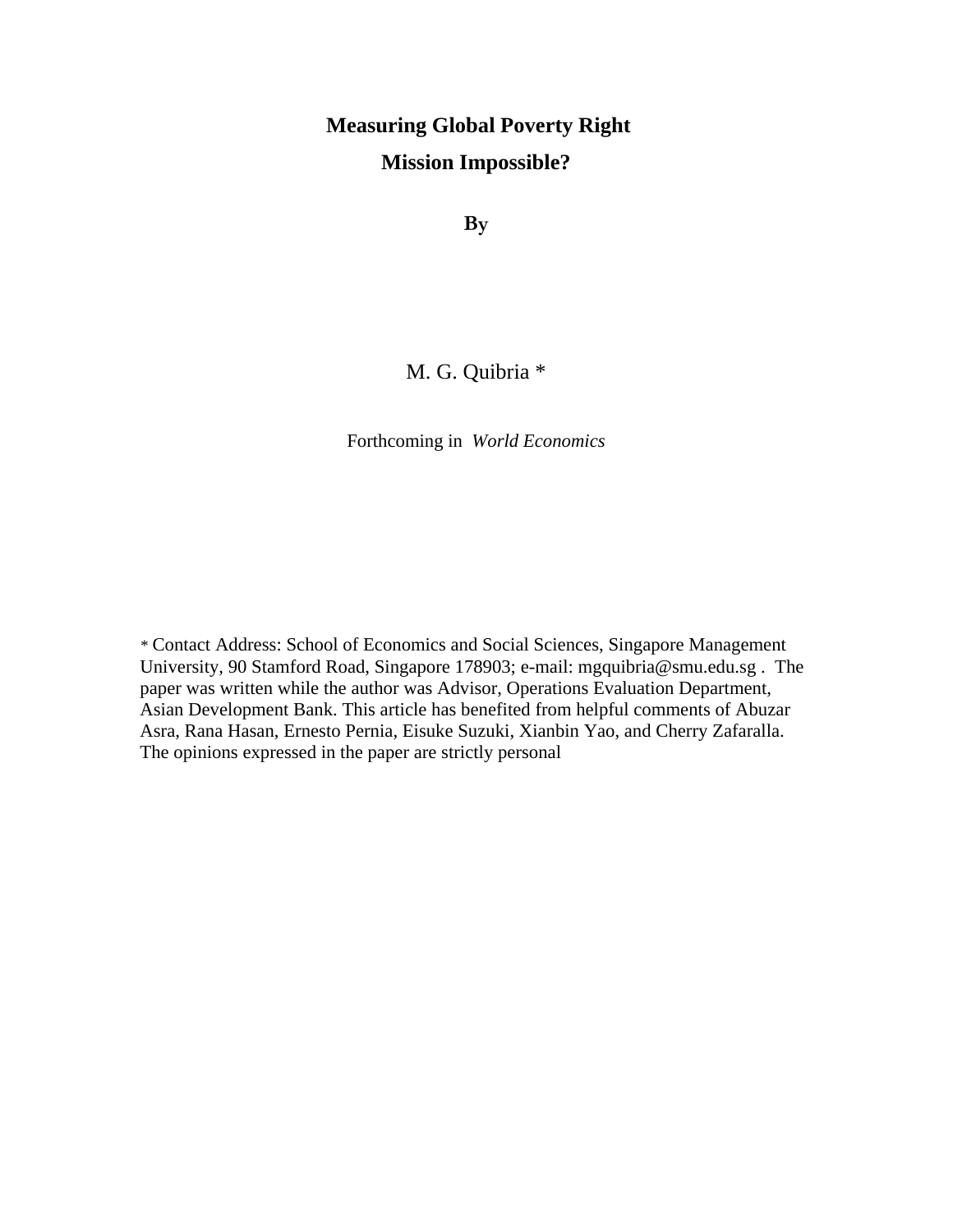# Measuring Global Poverty Right

# Mission Impossible?

**By**

M. G. Quibria *

Forthcoming in *World Economics*

* Contact Address: School of Economics and Social Sciences, Singapore Management University, 90 Stamford Road, Singapore 178903; e-mail: mgquibria@smu.edu.sg . The paper was written while the author was Advisor, Operations Evaluation Department, Asian Development Bank. This article has benefited from helpful comments of Abuzar Asra, Rana Hasan, Ernesto Pernia, Eisuke Suzuki, Xianbin Yao, and Cherry Zafaralla. The opinions expressed in the paper are strictly personal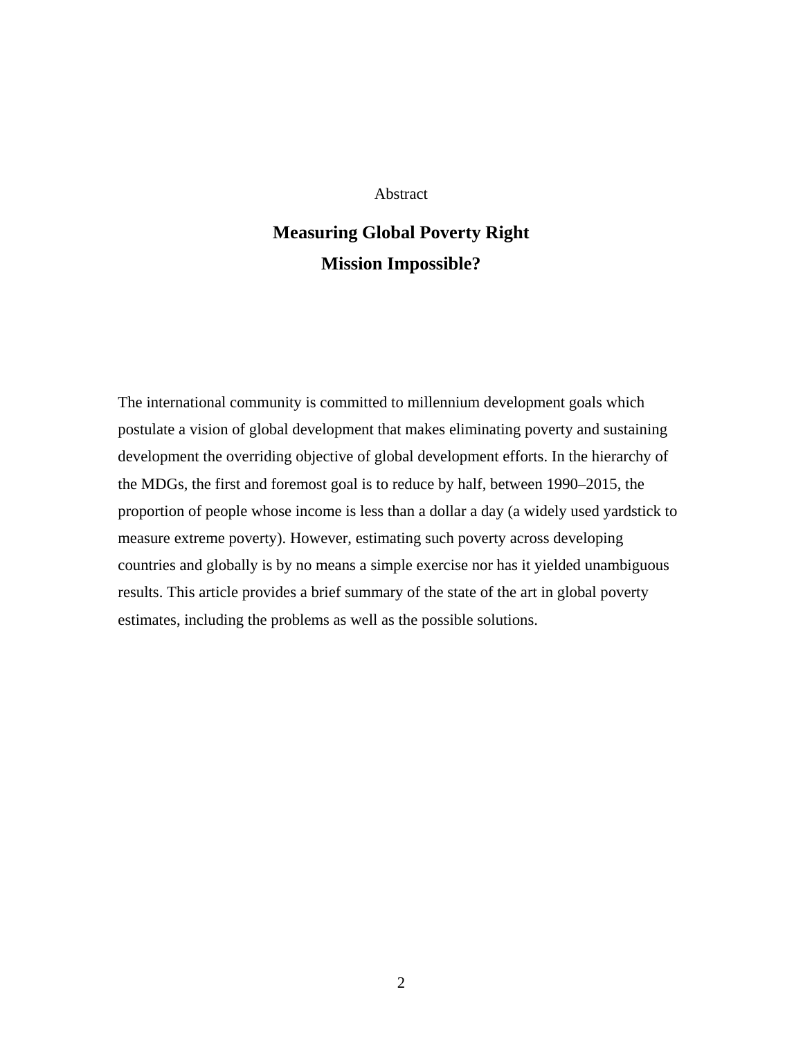Abstract

# Measuring Global Poverty Right

# Mission Impossible?

The international community is committed to millennium development goals which postulate a vision of global development that makes eliminating poverty and sustaining development the overriding objective of global development efforts. In the hierarchy of the MDGs, the first and foremost goal is to reduce by half, between 1990–2015, the proportion of people whose income is less than a dollar a day (a widely used yardstick to measure extreme poverty). However, estimating such poverty across developing countries and globally is by no means a simple exercise nor has it yielded unambiguous results. This article provides a brief summary of the state of the art in global poverty estimates, including the problems as well as the possible solutions.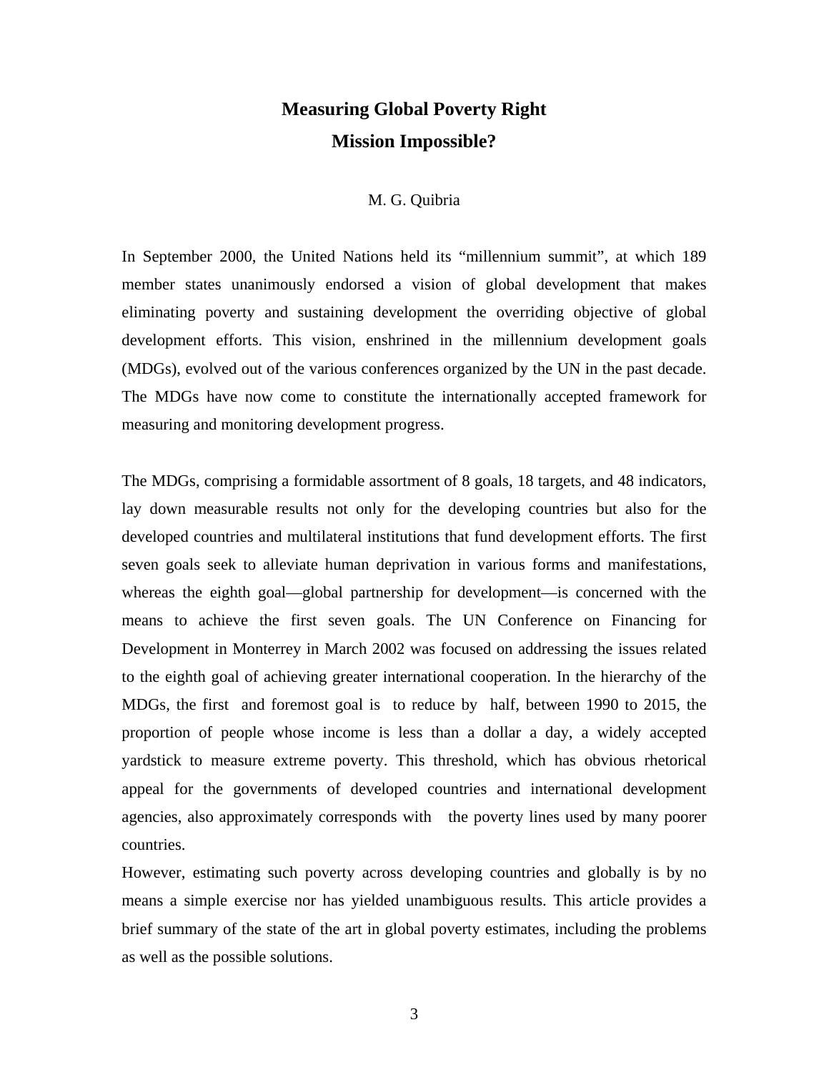# Measuring Global Poverty Right
# Mission Impossible?

M. G. Quibria

In September 2000, the United Nations held its "millennium summit", at which 189 member states unanimously endorsed a vision of global development that makes eliminating poverty and sustaining development the overriding objective of global development efforts. This vision, enshrined in the millennium development goals (MDGs), evolved out of the various conferences organized by the UN in the past decade. The MDGs have now come to constitute the internationally accepted framework for measuring and monitoring development progress.

The MDGs, comprising a formidable assortment of 8 goals, 18 targets, and 48 indicators, lay down measurable results not only for the developing countries but also for the developed countries and multilateral institutions that fund development efforts. The first seven goals seek to alleviate human deprivation in various forms and manifestations, whereas the eighth goal—global partnership for development—is concerned with the means to achieve the first seven goals. The UN Conference on Financing for Development in Monterrey in March 2002 was focused on addressing the issues related to the eighth goal of achieving greater international cooperation. In the hierarchy of the MDGs, the first and foremost goal is to reduce by half, between 1990 to 2015, the proportion of people whose income is less than a dollar a day, a widely accepted yardstick to measure extreme poverty. This threshold, which has obvious rhetorical appeal for the governments of developed countries and international development agencies, also approximately corresponds with the poverty lines used by many poorer countries.

However, estimating such poverty across developing countries and globally is by no means a simple exercise nor has yielded unambiguous results. This article provides a brief summary of the state of the art in global poverty estimates, including the problems as well as the possible solutions.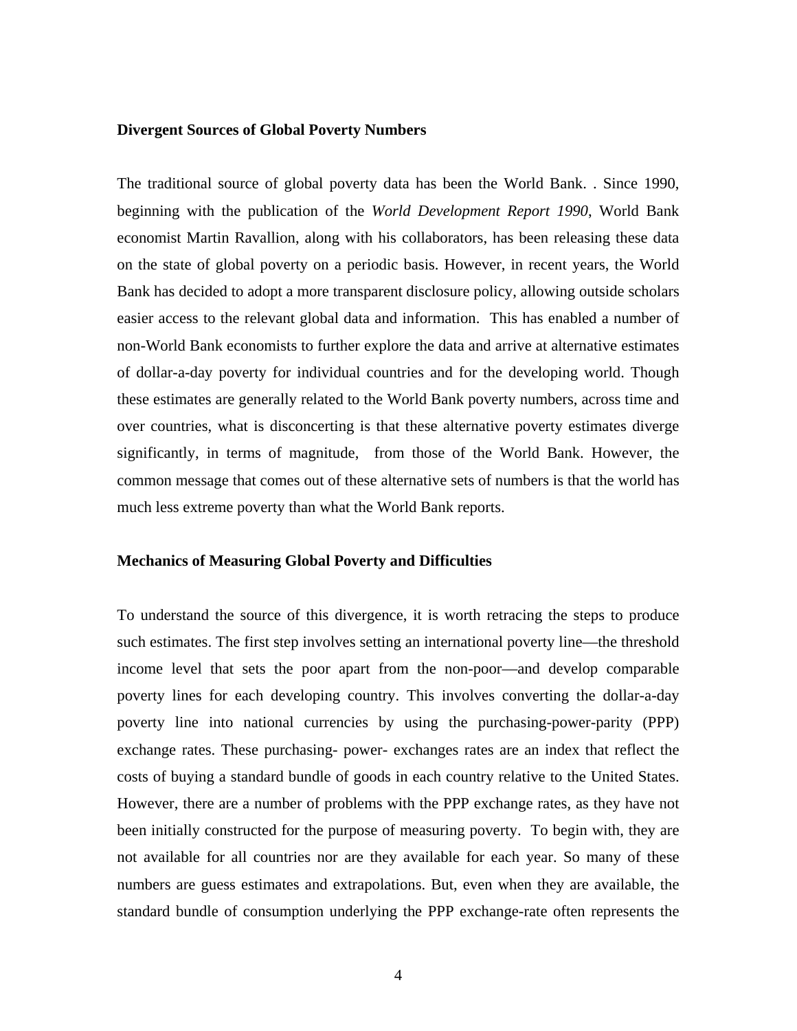**Divergent Sources of Global Poverty Numbers**

The traditional source of global poverty data has been the World Bank. . Since 1990, beginning with the publication of the *World Development Report 1990*, World Bank economist Martin Ravallion, along with his collaborators, has been releasing these data on the state of global poverty on a periodic basis. However, in recent years, the World Bank has decided to adopt a more transparent disclosure policy, allowing outside scholars easier access to the relevant global data and information. This has enabled a number of non-World Bank economists to further explore the data and arrive at alternative estimates of dollar-a-day poverty for individual countries and for the developing world. Though these estimates are generally related to the World Bank poverty numbers, across time and over countries, what is disconcerting is that these alternative poverty estimates diverge significantly, in terms of magnitude, from those of the World Bank. However, the common message that comes out of these alternative sets of numbers is that the world has much less extreme poverty than what the World Bank reports.

**Mechanics of Measuring Global Poverty and Difficulties**

To understand the source of this divergence, it is worth retracing the steps to produce such estimates. The first step involves setting an international poverty line—the threshold income level that sets the poor apart from the non-poor—and develop comparable poverty lines for each developing country. This involves converting the dollar-a-day poverty line into national currencies by using the purchasing-power-parity (PPP) exchange rates. These purchasing- power- exchanges rates are an index that reflect the costs of buying a standard bundle of goods in each country relative to the United States. However, there are a number of problems with the PPP exchange rates, as they have not been initially constructed for the purpose of measuring poverty. To begin with, they are not available for all countries nor are they available for each year. So many of these numbers are guess estimates and extrapolations. But, even when they are available, the standard bundle of consumption underlying the PPP exchange-rate often represents the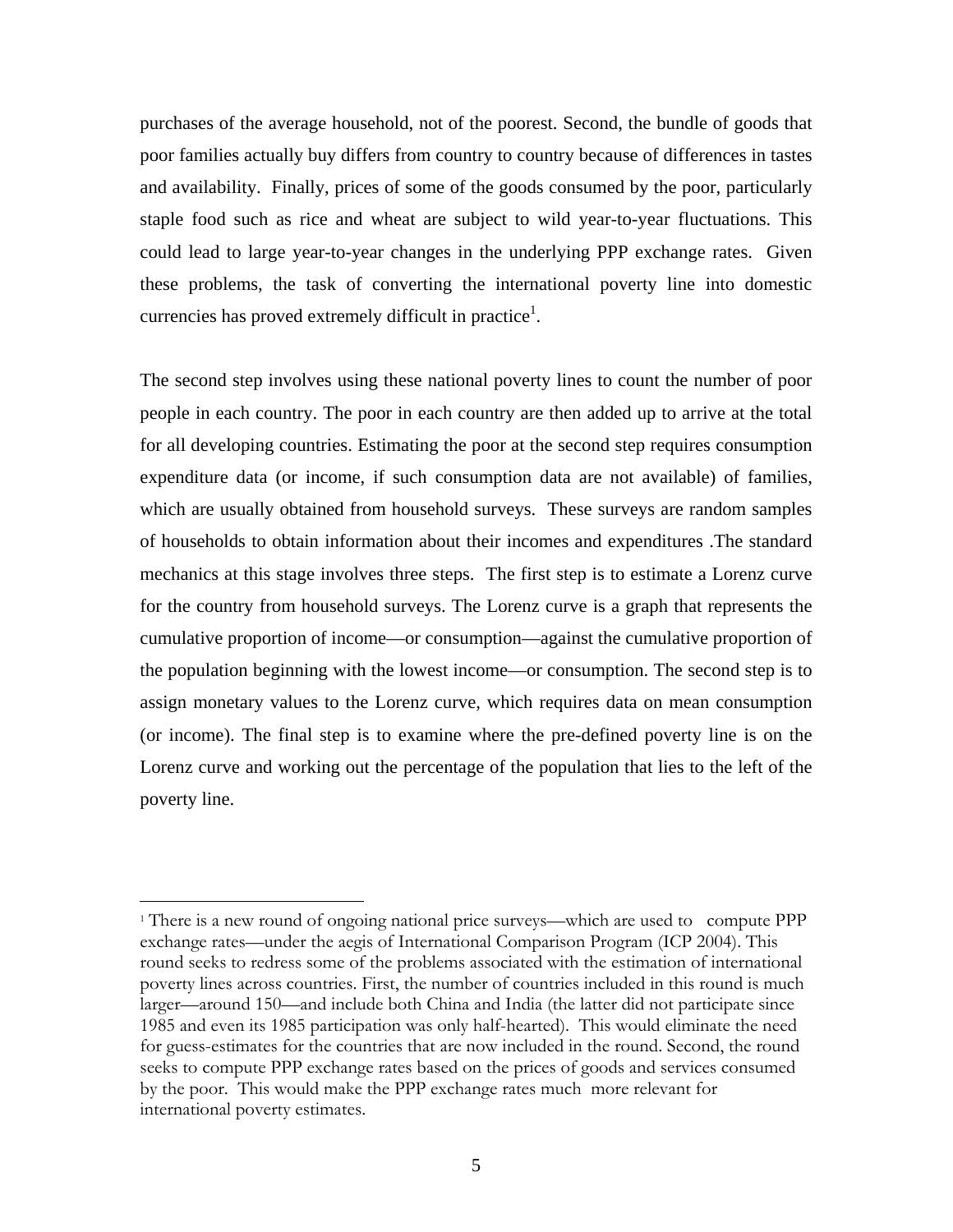purchases of the average household, not of the poorest. Second, the bundle of goods that poor families actually buy differs from country to country because of differences in tastes and availability. Finally, prices of some of the goods consumed by the poor, particularly staple food such as rice and wheat are subject to wild year-to-year fluctuations. This could lead to large year-to-year changes in the underlying PPP exchange rates. Given these problems, the task of converting the international poverty line into domestic currencies has proved extremely difficult in practice[1].

The second step involves using these national poverty lines to count the number of poor people in each country. The poor in each country are then added up to arrive at the total for all developing countries. Estimating the poor at the second step requires consumption expenditure data (or income, if such consumption data are not available) of families, which are usually obtained from household surveys. These surveys are random samples of households to obtain information about their incomes and expenditures .The standard mechanics at this stage involves three steps. The first step is to estimate a Lorenz curve for the country from household surveys. The Lorenz curve is a graph that represents the cumulative proportion of income—or consumption—against the cumulative proportion of the population beginning with the lowest income—or consumption. The second step is to assign monetary values to the Lorenz curve, which requires data on mean consumption (or income). The final step is to examine where the pre-defined poverty line is on the Lorenz curve and working out the percentage of the population that lies to the left of the poverty line.

---

[1] There is a new round of ongoing national price surveys—which are used to compute PPP exchange rates—under the aegis of International Comparison Program (ICP 2004). This round seeks to redress some of the problems associated with the estimation of international poverty lines across countries. First, the number of countries included in this round is much larger—around 150—and include both China and India (the latter did not participate since 1985 and even its 1985 participation was only half-hearted). This would eliminate the need for guess-estimates for the countries that are now included in the round. Second, the round seeks to compute PPP exchange rates based on the prices of goods and services consumed by the poor. This would make the PPP exchange rates much more relevant for international poverty estimates.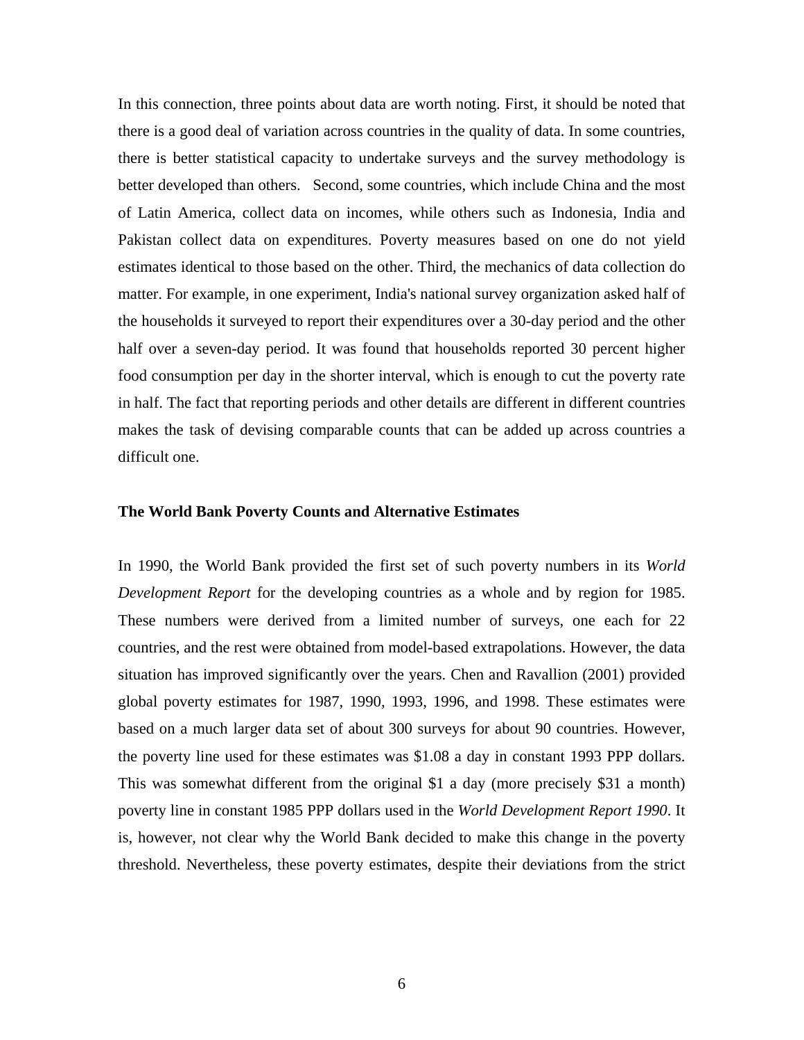In this connection, three points about data are worth noting. First, it should be noted that there is a good deal of variation across countries in the quality of data. In some countries, there is better statistical capacity to undertake surveys and the survey methodology is better developed than others. Second, some countries, which include China and the most of Latin America, collect data on incomes, while others such as Indonesia, India and Pakistan collect data on expenditures. Poverty measures based on one do not yield estimates identical to those based on the other. Third, the mechanics of data collection do matter. For example, in one experiment, India's national survey organization asked half of the households it surveyed to report their expenditures over a 30-day period and the other half over a seven-day period. It was found that households reported 30 percent higher food consumption per day in the shorter interval, which is enough to cut the poverty rate in half. The fact that reporting periods and other details are different in different countries makes the task of devising comparable counts that can be added up across countries a difficult one.

**The World Bank Poverty Counts and Alternative Estimates**

In 1990, the World Bank provided the first set of such poverty numbers in its *World Development Report* for the developing countries as a whole and by region for 1985. These numbers were derived from a limited number of surveys, one each for 22 countries, and the rest were obtained from model-based extrapolations. However, the data situation has improved significantly over the years. Chen and Ravallion (2001) provided global poverty estimates for 1987, 1990, 1993, 1996, and 1998. These estimates were based on a much larger data set of about 300 surveys for about 90 countries. However, the poverty line used for these estimates was \$1.08 a day in constant 1993 PPP dollars. This was somewhat different from the original \$1 a day (more precisely \$31 a month) poverty line in constant 1985 PPP dollars used in the *World Development Report 1990*. It is, however, not clear why the World Bank decided to make this change in the poverty threshold. Nevertheless, these poverty estimates, despite their deviations from the strict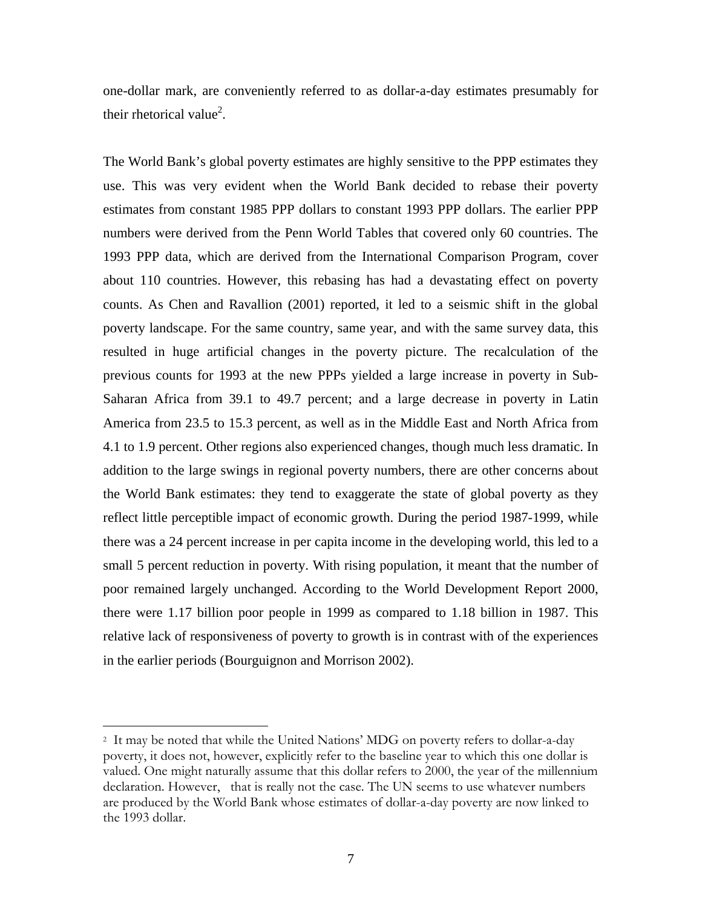one-dollar mark, are conveniently referred to as dollar-a-day estimates presumably for their rhetorical value[2].

The World Bank's global poverty estimates are highly sensitive to the PPP estimates they use. This was very evident when the World Bank decided to rebase their poverty estimates from constant 1985 PPP dollars to constant 1993 PPP dollars. The earlier PPP numbers were derived from the Penn World Tables that covered only 60 countries. The 1993 PPP data, which are derived from the International Comparison Program, cover about 110 countries. However, this rebasing has had a devastating effect on poverty counts. As Chen and Ravallion (2001) reported, it led to a seismic shift in the global poverty landscape. For the same country, same year, and with the same survey data, this resulted in huge artificial changes in the poverty picture. The recalculation of the previous counts for 1993 at the new PPPs yielded a large increase in poverty in Sub-Saharan Africa from 39.1 to 49.7 percent; and a large decrease in poverty in Latin America from 23.5 to 15.3 percent, as well as in the Middle East and North Africa from 4.1 to 1.9 percent. Other regions also experienced changes, though much less dramatic. In addition to the large swings in regional poverty numbers, there are other concerns about the World Bank estimates: they tend to exaggerate the state of global poverty as they reflect little perceptible impact of economic growth. During the period 1987-1999, while there was a 24 percent increase in per capita income in the developing world, this led to a small 5 percent reduction in poverty. With rising population, it meant that the number of poor remained largely unchanged. According to the World Development Report 2000, there were 1.17 billion poor people in 1999 as compared to 1.18 billion in 1987. This relative lack of responsiveness of poverty to growth is in contrast with of the experiences in the earlier periods (Bourguignon and Morrison 2002).

[2] It may be noted that while the United Nations' MDG on poverty refers to dollar-a-day poverty, it does not, however, explicitly refer to the baseline year to which this one dollar is valued. One might naturally assume that this dollar refers to 2000, the year of the millennium declaration. However, that is really not the case. The UN seems to use whatever numbers are produced by the World Bank whose estimates of dollar-a-day poverty are now linked to the 1993 dollar.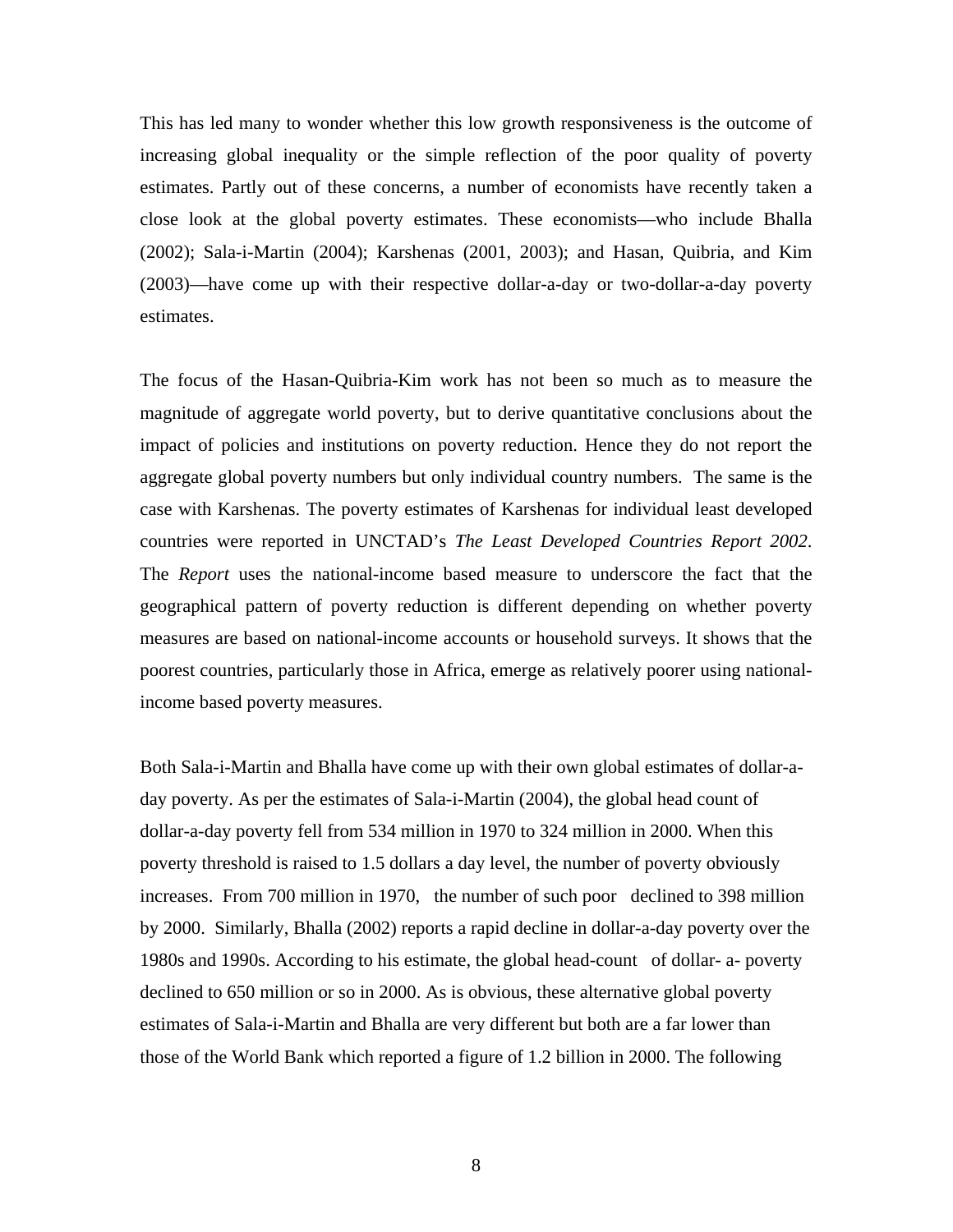This has led many to wonder whether this low growth responsiveness is the outcome of increasing global inequality or the simple reflection of the poor quality of poverty estimates. Partly out of these concerns, a number of economists have recently taken a close look at the global poverty estimates. These economists—who include Bhalla (2002); Sala-i-Martin (2004); Karshenas (2001, 2003); and Hasan, Quibria, and Kim (2003)—have come up with their respective dollar-a-day or two-dollar-a-day poverty estimates.

The focus of the Hasan-Quibria-Kim work has not been so much as to measure the magnitude of aggregate world poverty, but to derive quantitative conclusions about the impact of policies and institutions on poverty reduction. Hence they do not report the aggregate global poverty numbers but only individual country numbers. The same is the case with Karshenas. The poverty estimates of Karshenas for individual least developed countries were reported in UNCTAD's *The Least Developed Countries Report 2002*. The *Report* uses the national-income based measure to underscore the fact that the geographical pattern of poverty reduction is different depending on whether poverty measures are based on national-income accounts or household surveys. It shows that the poorest countries, particularly those in Africa, emerge as relatively poorer using national-income based poverty measures.

Both Sala-i-Martin and Bhalla have come up with their own global estimates of dollar-a-day poverty. As per the estimates of Sala-i-Martin (2004), the global head count of dollar-a-day poverty fell from 534 million in 1970 to 324 million in 2000. When this poverty threshold is raised to 1.5 dollars a day level, the number of poverty obviously increases. From 700 million in 1970, the number of such poor declined to 398 million by 2000. Similarly, Bhalla (2002) reports a rapid decline in dollar-a-day poverty over the 1980s and 1990s. According to his estimate, the global head-count of dollar- a- poverty declined to 650 million or so in 2000. As is obvious, these alternative global poverty estimates of Sala-i-Martin and Bhalla are very different but both are a far lower than those of the World Bank which reported a figure of 1.2 billion in 2000. The following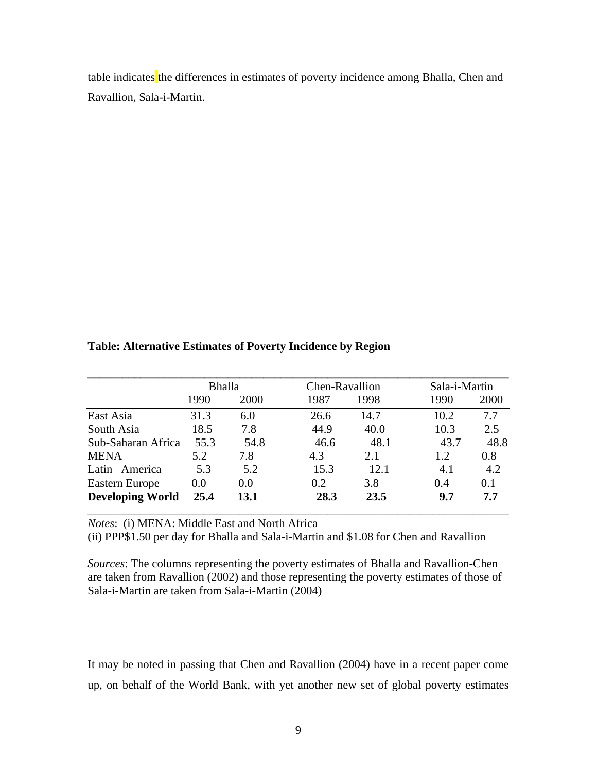table indicates the differences in estimates of poverty incidence among Bhalla, Chen and Ravallion, Sala-i-Martin.

**Table: Alternative Estimates of Poverty Incidence by Region**

| | Bhalla | | Chen-Ravallion | | Sala-i-Martin | |
|---|---|---|---|---|---|---|
| | 1990 | 2000 | 1987 | 1998 | 1990 | 2000 |
| East Asia | 31.3 | 6.0 | 26.6 | 14.7 | 10.2 | 7.7 |
| South Asia | 18.5 | 7.8 | 44.9 | 40.0 | 10.3 | 2.5 |
| Sub-Saharan Africa | 55.3 | 54.8 | 46.6 | 48.1 | 43.7 | 48.8 |
| MENA | 5.2 | 7.8 | 4.3 | 2.1 | 1.2 | 0.8 |
| Latin America | 5.3 | 5.2 | 15.3 | 12.1 | 4.1 | 4.2 |
| Eastern Europe | 0.0 | 0.0 | 0.2 | 3.8 | 0.4 | 0.1 |
| **Developing World** | **25.4** | **13.1** | **28.3** | **23.5** | **9.7** | **7.7** |

*Notes*: (i) MENA: Middle East and North Africa
(ii) PPP$1.50 per day for Bhalla and Sala-i-Martin and $1.08 for Chen and Ravallion

*Sources*: The columns representing the poverty estimates of Bhalla and Ravallion-Chen are taken from Ravallion (2002) and those representing the poverty estimates of those of Sala-i-Martin are taken from Sala-i-Martin (2004)

It may be noted in passing that Chen and Ravallion (2004) have in a recent paper come up, on behalf of the World Bank, with yet another new set of global poverty estimates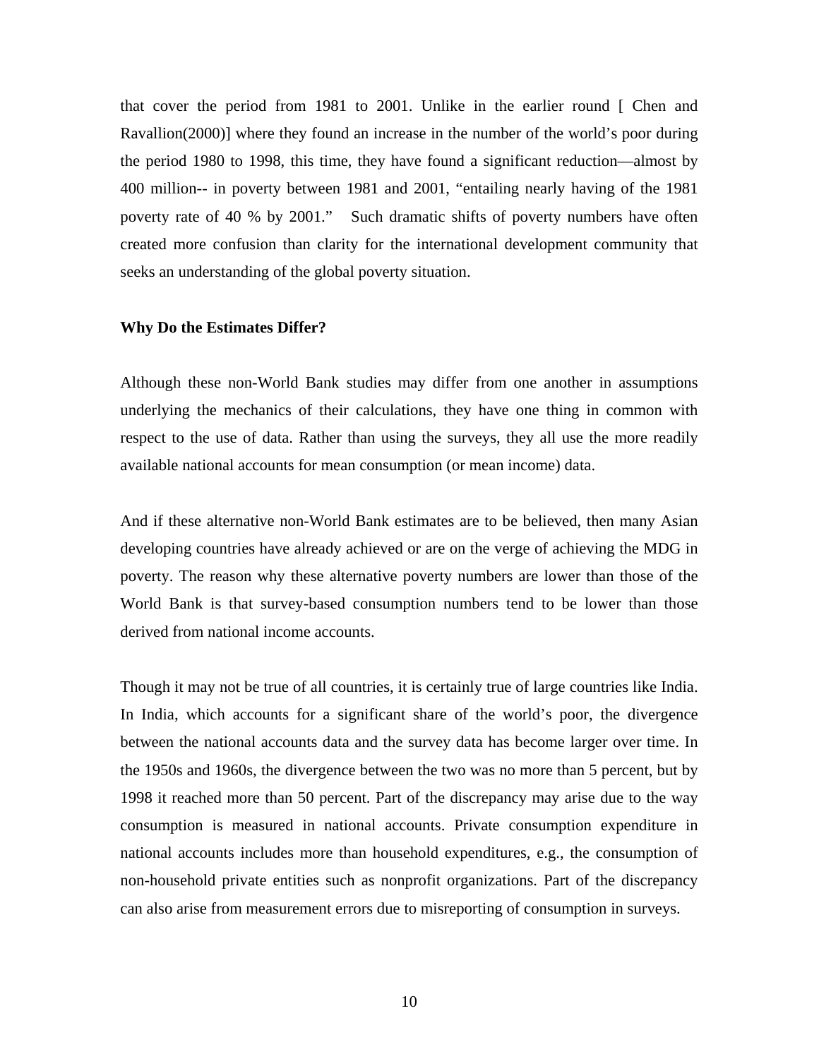that cover the period from 1981 to 2001. Unlike in the earlier round [ Chen and Ravallion(2000)] where they found an increase in the number of the world's poor during the period 1980 to 1998, this time, they have found a significant reduction—almost by 400 million-- in poverty between 1981 and 2001, "entailing nearly having of the 1981 poverty rate of 40 % by 2001." Such dramatic shifts of poverty numbers have often created more confusion than clarity for the international development community that seeks an understanding of the global poverty situation.

**Why Do the Estimates Differ?**

Although these non-World Bank studies may differ from one another in assumptions underlying the mechanics of their calculations, they have one thing in common with respect to the use of data. Rather than using the surveys, they all use the more readily available national accounts for mean consumption (or mean income) data.

And if these alternative non-World Bank estimates are to be believed, then many Asian developing countries have already achieved or are on the verge of achieving the MDG in poverty. The reason why these alternative poverty numbers are lower than those of the World Bank is that survey-based consumption numbers tend to be lower than those derived from national income accounts.

Though it may not be true of all countries, it is certainly true of large countries like India. In India, which accounts for a significant share of the world's poor, the divergence between the national accounts data and the survey data has become larger over time. In the 1950s and 1960s, the divergence between the two was no more than 5 percent, but by 1998 it reached more than 50 percent. Part of the discrepancy may arise due to the way consumption is measured in national accounts. Private consumption expenditure in national accounts includes more than household expenditures, e.g., the consumption of non-household private entities such as nonprofit organizations. Part of the discrepancy can also arise from measurement errors due to misreporting of consumption in surveys.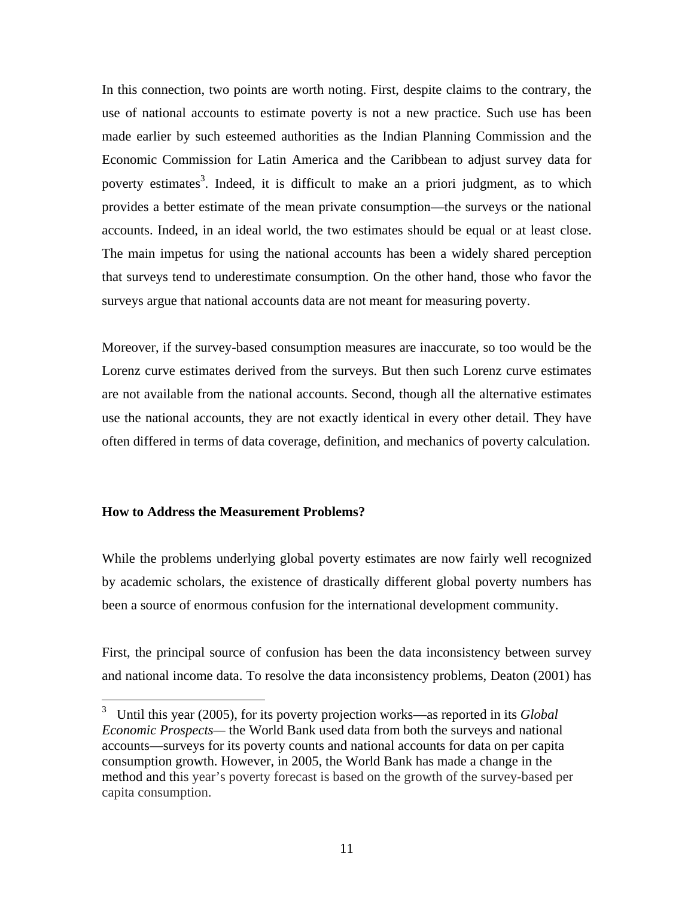In this connection, two points are worth noting. First, despite claims to the contrary, the use of national accounts to estimate poverty is not a new practice. Such use has been made earlier by such esteemed authorities as the Indian Planning Commission and the Economic Commission for Latin America and the Caribbean to adjust survey data for poverty estimates[3]. Indeed, it is difficult to make an a priori judgment, as to which provides a better estimate of the mean private consumption—the surveys or the national accounts. Indeed, in an ideal world, the two estimates should be equal or at least close. The main impetus for using the national accounts has been a widely shared perception that surveys tend to underestimate consumption. On the other hand, those who favor the surveys argue that national accounts data are not meant for measuring poverty.

Moreover, if the survey-based consumption measures are inaccurate, so too would be the Lorenz curve estimates derived from the surveys. But then such Lorenz curve estimates are not available from the national accounts. Second, though all the alternative estimates use the national accounts, they are not exactly identical in every other detail. They have often differed in terms of data coverage, definition, and mechanics of poverty calculation.

**How to Address the Measurement Problems?**

While the problems underlying global poverty estimates are now fairly well recognized by academic scholars, the existence of drastically different global poverty numbers has been a source of enormous confusion for the international development community.

First, the principal source of confusion has been the data inconsistency between survey and national income data. To resolve the data inconsistency problems, Deaton (2001) has

---

[3] Until this year (2005), for its poverty projection works—as reported in its *Global Economic Prospects*— the World Bank used data from both the surveys and national accounts—surveys for its poverty counts and national accounts for data on per capita consumption growth. However, in 2005, the World Bank has made a change in the method and this year's poverty forecast is based on the growth of the survey-based per capita consumption.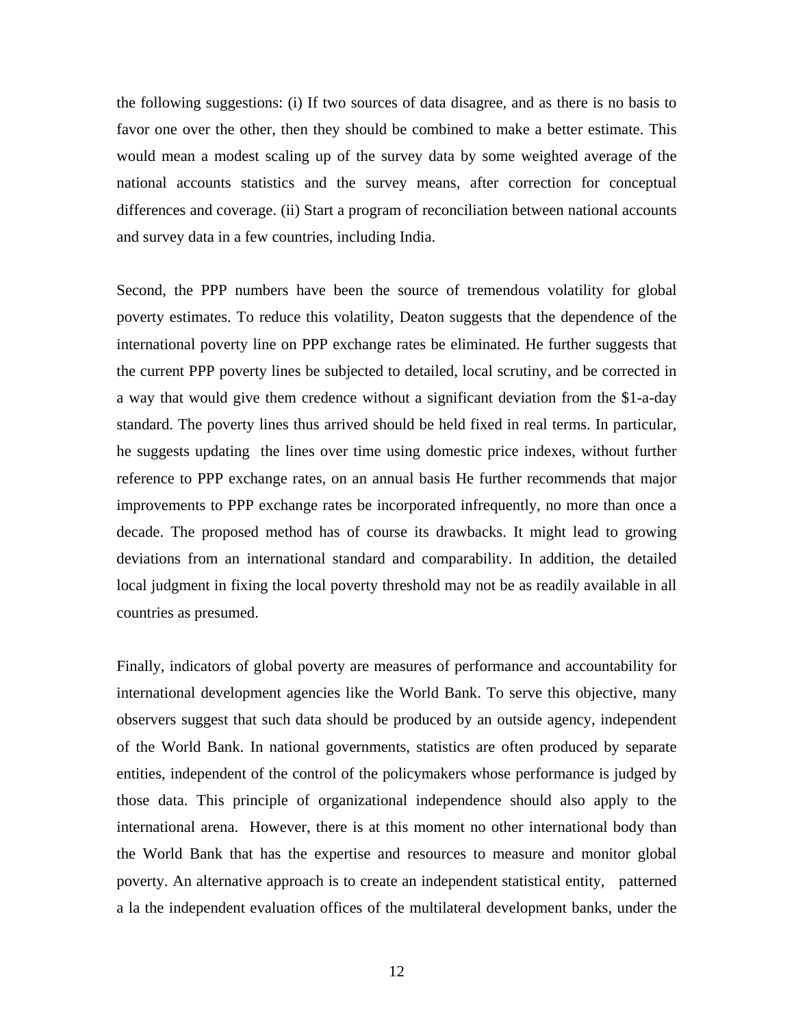the following suggestions: (i) If two sources of data disagree, and as there is no basis to favor one over the other, then they should be combined to make a better estimate. This would mean a modest scaling up of the survey data by some weighted average of the national accounts statistics and the survey means, after correction for conceptual differences and coverage. (ii) Start a program of reconciliation between national accounts and survey data in a few countries, including India.

Second, the PPP numbers have been the source of tremendous volatility for global poverty estimates. To reduce this volatility, Deaton suggests that the dependence of the international poverty line on PPP exchange rates be eliminated. He further suggests that the current PPP poverty lines be subjected to detailed, local scrutiny, and be corrected in a way that would give them credence without a significant deviation from the $1-a-day standard. The poverty lines thus arrived should be held fixed in real terms. In particular, he suggests updating the lines over time using domestic price indexes, without further reference to PPP exchange rates, on an annual basis He further recommends that major improvements to PPP exchange rates be incorporated infrequently, no more than once a decade. The proposed method has of course its drawbacks. It might lead to growing deviations from an international standard and comparability. In addition, the detailed local judgment in fixing the local poverty threshold may not be as readily available in all countries as presumed.

Finally, indicators of global poverty are measures of performance and accountability for international development agencies like the World Bank. To serve this objective, many observers suggest that such data should be produced by an outside agency, independent of the World Bank. In national governments, statistics are often produced by separate entities, independent of the control of the policymakers whose performance is judged by those data. This principle of organizational independence should also apply to the international arena. However, there is at this moment no other international body than the World Bank that has the expertise and resources to measure and monitor global poverty. An alternative approach is to create an independent statistical entity, patterned a la the independent evaluation offices of the multilateral development banks, under the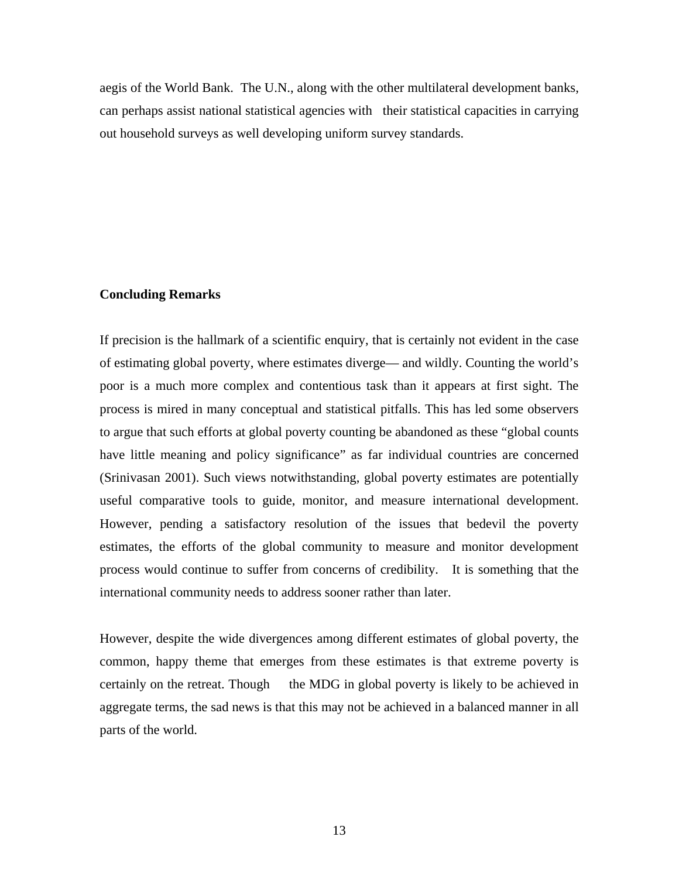aegis of the World Bank. The U.N., along with the other multilateral development banks, can perhaps assist national statistical agencies with their statistical capacities in carrying out household surveys as well developing uniform survey standards.

## Concluding Remarks

If precision is the hallmark of a scientific enquiry, that is certainly not evident in the case of estimating global poverty, where estimates diverge— and wildly. Counting the world's poor is a much more complex and contentious task than it appears at first sight. The process is mired in many conceptual and statistical pitfalls. This has led some observers to argue that such efforts at global poverty counting be abandoned as these "global counts have little meaning and policy significance" as far individual countries are concerned (Srinivasan 2001). Such views notwithstanding, global poverty estimates are potentially useful comparative tools to guide, monitor, and measure international development. However, pending a satisfactory resolution of the issues that bedevil the poverty estimates, the efforts of the global community to measure and monitor development process would continue to suffer from concerns of credibility. It is something that the international community needs to address sooner rather than later.

However, despite the wide divergences among different estimates of global poverty, the common, happy theme that emerges from these estimates is that extreme poverty is certainly on the retreat. Though the MDG in global poverty is likely to be achieved in aggregate terms, the sad news is that this may not be achieved in a balanced manner in all parts of the world.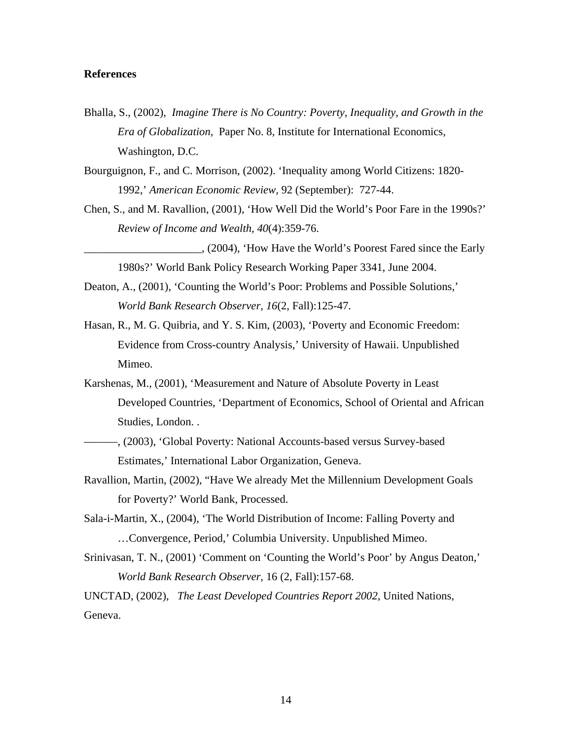**References**

Bhalla, S., (2002), *Imagine There is No Country: Poverty, Inequality, and Growth in the Era of Globalization*, Paper No. 8, Institute for International Economics, Washington, D.C.

Bourguignon, F., and C. Morrison, (2002). 'Inequality among World Citizens: 1820-1992,' *American Economic Review,* 92 (September): 727-44.

Chen, S., and M. Ravallion, (2001), 'How Well Did the World's Poor Fare in the 1990s?' *Review of Income and Wealth, 40*(4):359-76.

_____________________, (2004), 'How Have the World's Poorest Fared since the Early 1980s?' World Bank Policy Research Working Paper 3341, June 2004.

Deaton, A., (2001), 'Counting the World's Poor: Problems and Possible Solutions,' *World Bank Research Observer, 16*(2, Fall):125-47.

Hasan, R., M. G. Quibria, and Y. S. Kim, (2003), 'Poverty and Economic Freedom: Evidence from Cross-country Analysis,' University of Hawaii. Unpublished Mimeo.

Karshenas, M., (2001), 'Measurement and Nature of Absolute Poverty in Least Developed Countries, 'Department of Economics, School of Oriental and African Studies, London. .

———, (2003), 'Global Poverty: National Accounts-based versus Survey-based Estimates,' International Labor Organization, Geneva.

Ravallion, Martin, (2002), "Have We already Met the Millennium Development Goals for Poverty?' World Bank, Processed.

Sala-i-Martin, X., (2004), 'The World Distribution of Income: Falling Poverty and …Convergence, Period,' Columbia University. Unpublished Mimeo.

Srinivasan, T. N., (2001) 'Comment on 'Counting the World's Poor' by Angus Deaton,' *World Bank Research Observer,* 16 (2, Fall):157-68.

UNCTAD, (2002), *The Least Developed Countries Report 2002*, United Nations, Geneva.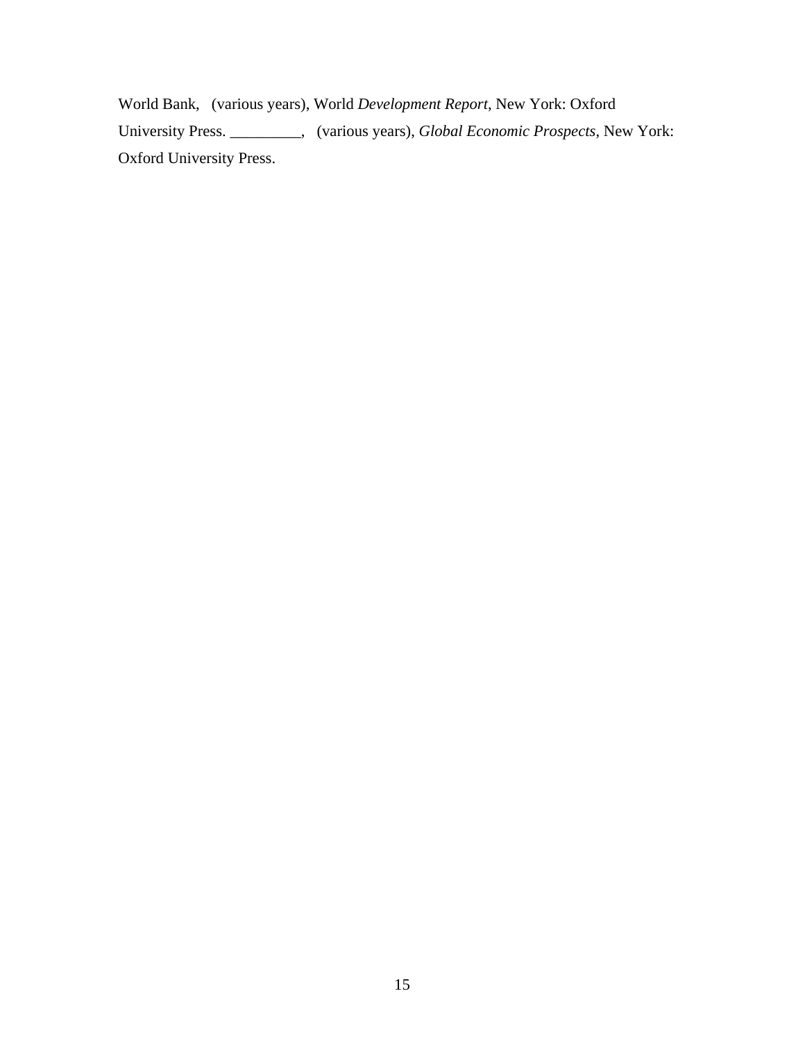World Bank, (various years), World *Development Report*, New York: Oxford University Press. _________, (various years), *Global Economic Prospects*, New York: Oxford University Press.